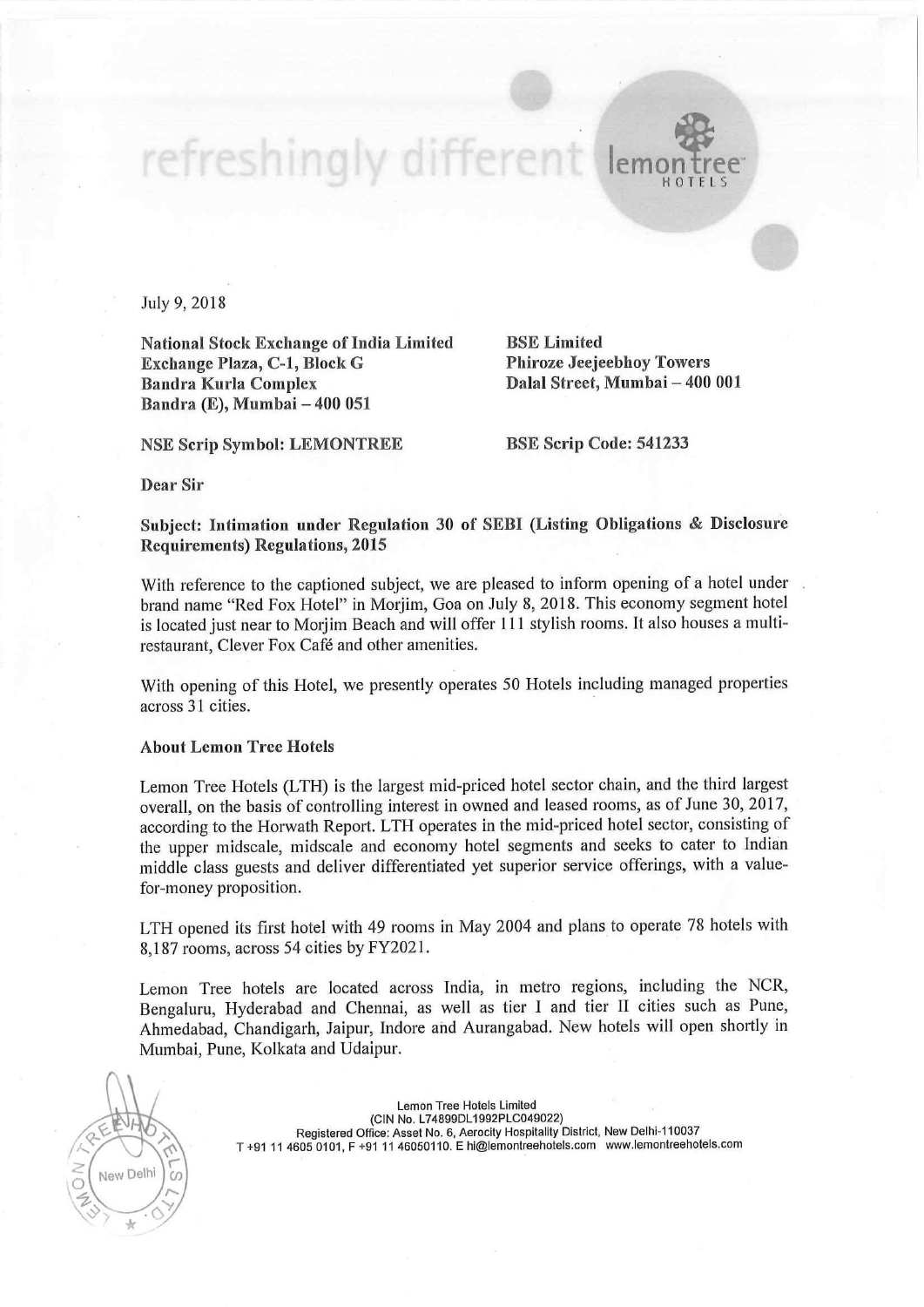refreshingly different lemon tree HOTELS

July 9, 2018

**National Stock Exchange of India Limited**
**Exchange Plaza, C-1, Block G**
**Bandra Kurla Complex**
**Bandra (E), Mumbai – 400 051**

**BSE Limited**
**Phiroze Jeejeebhoy Towers**
**Dalal Street, Mumbai – 400 001**

NSE Scrip Symbol: LEMONTREE

BSE Scrip Code: 541233

**Dear Sir**

**Subject: Intimation under Regulation 30 of SEBI (Listing Obligations & Disclosure Requirements) Regulations, 2015**

With reference to the captioned subject, we are pleased to inform opening of a hotel under brand name "Red Fox Hotel" in Morjim, Goa on July 8, 2018. This economy segment hotel is located just near to Morjim Beach and will offer 111 stylish rooms. It also houses a multi-restaurant, Clever Fox Café and other amenities.

With opening of this Hotel, we presently operates 50 Hotels including managed properties across 31 cities.

**About Lemon Tree Hotels**

Lemon Tree Hotels (LTH) is the largest mid-priced hotel sector chain, and the third largest overall, on the basis of controlling interest in owned and leased rooms, as of June 30, 2017, according to the Horwath Report. LTH operates in the mid-priced hotel sector, consisting of the upper midscale, midscale and economy hotel segments and seeks to cater to Indian middle class guests and deliver differentiated yet superior service offerings, with a value-for-money proposition.

LTH opened its first hotel with 49 rooms in May 2004 and plans to operate 78 hotels with 8,187 rooms, across 54 cities by FY2021.

Lemon Tree hotels are located across India, in metro regions, including the NCR, Bengaluru, Hyderabad and Chennai, as well as tier I and tier II cities such as Pune, Ahmedabad, Chandigarh, Jaipur, Indore and Aurangabad. New hotels will open shortly in Mumbai, Pune, Kolkata and Udaipur.

Lemon Tree Hotels Limited
(CIN No. L74899DL1992PLC049022)
Registered Office: Asset No. 6, Aerocity Hospitality District, New Delhi-110037
T +91 11 4605 0101, F +91 11 46050110. E hi@lemontreehotels.com www.lemontreehotels.com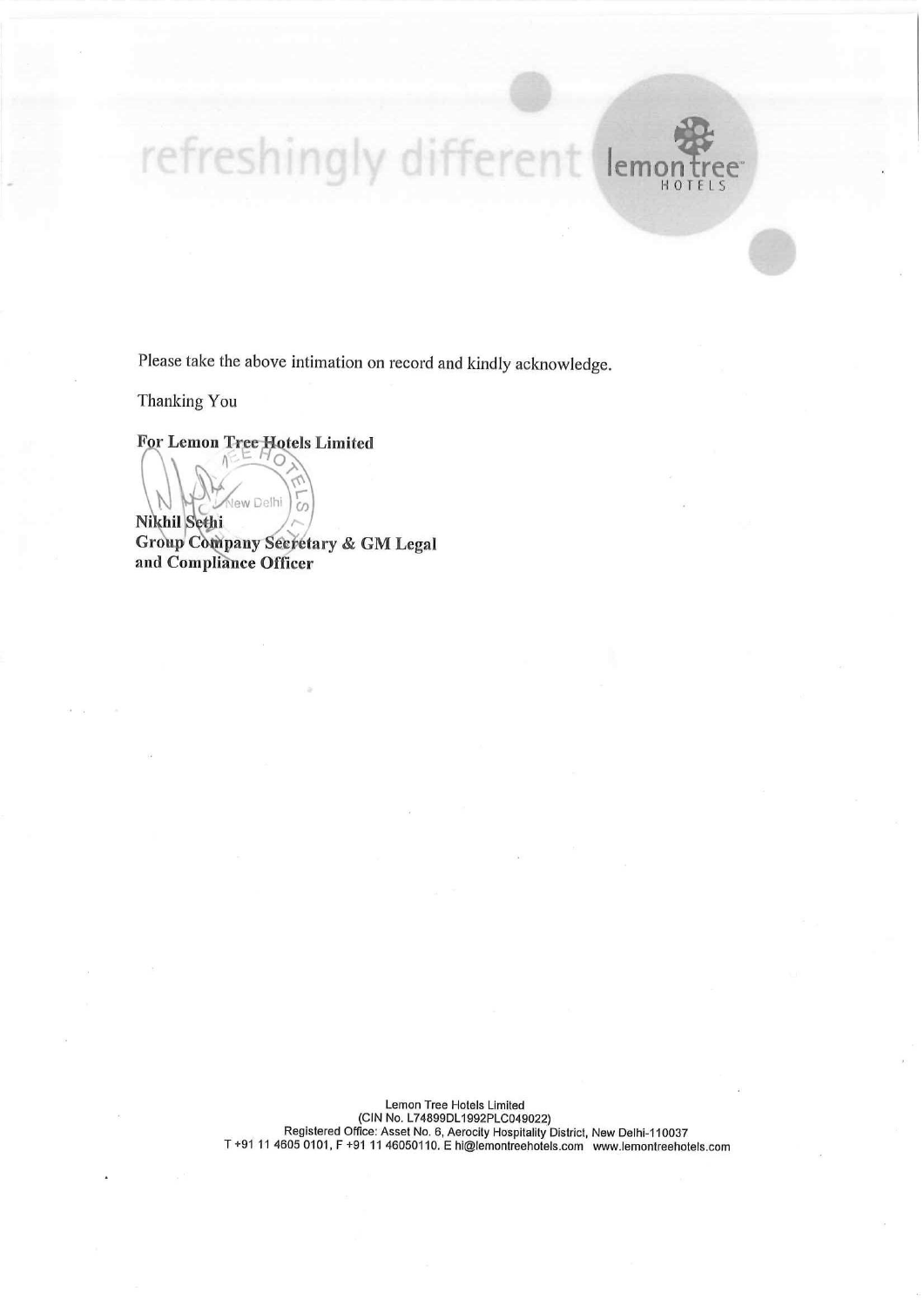Please take the above intimation on record and kindly acknowledge.

Thanking You

**For Lemon Tree Hotels Limited**

**Nikhil Sethi**
**Group Company Secretary & GM Legal and Compliance Officer**

Lemon Tree Hotels Limited
(CIN No. L74899DL1992PLC049022)
Registered Office: Asset No. 6, Aerocity Hospitality District, New Delhi-110037
T +91 11 4605 0101, F +91 11 46050110. E hi@lemontreehotels.com www.lemontreehotels.com